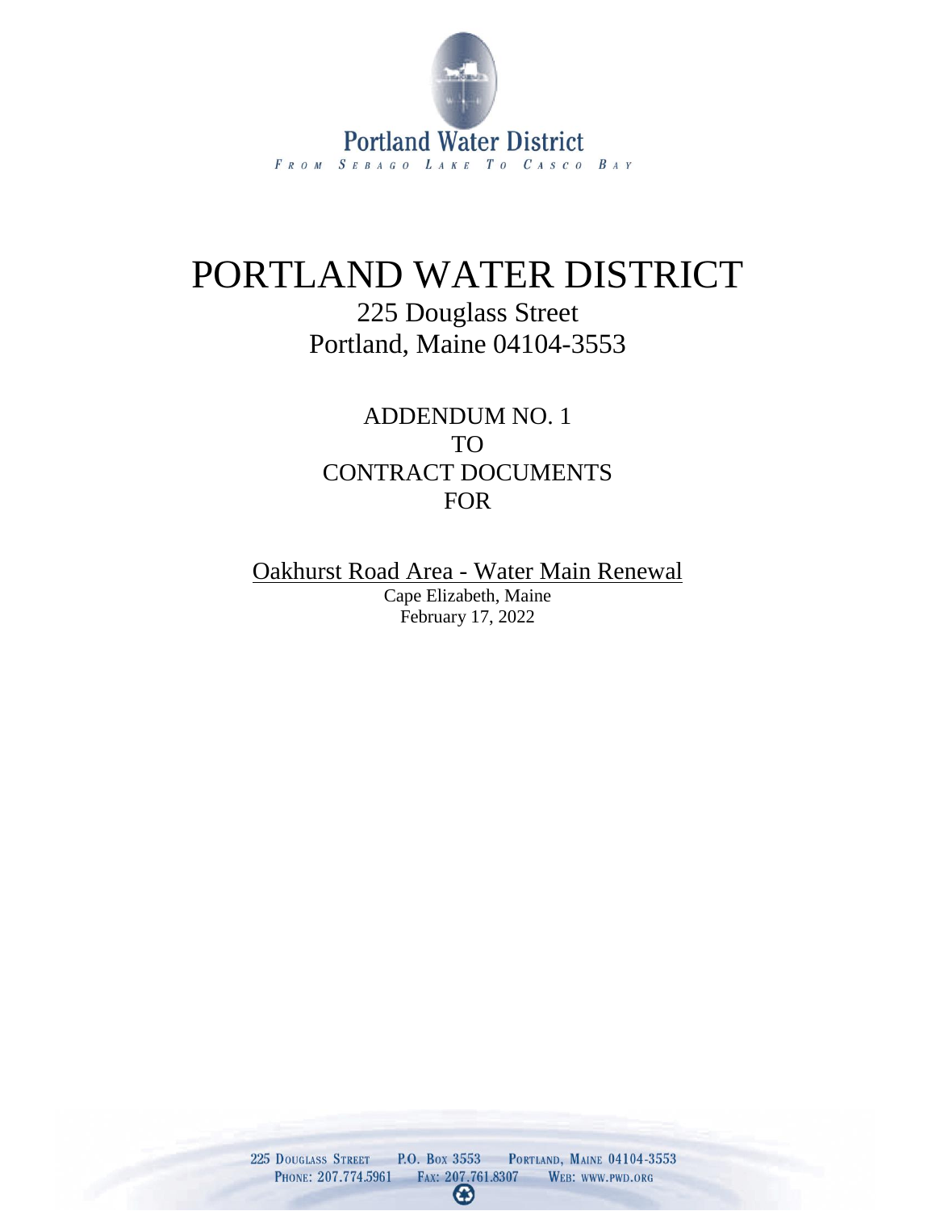Portland Water District

*FROM SEBAGO LAKE TO CASCO BAY*

# PORTLAND WATER DISTRICT

225 Douglass Street
Portland, Maine 04104-3553

## ADDENDUM NO. 1
## TO
## CONTRACT DOCUMENTS
## FOR

Oakhurst Road Area - Water Main Renewal

Cape Elizabeth, Maine
February 17, 2022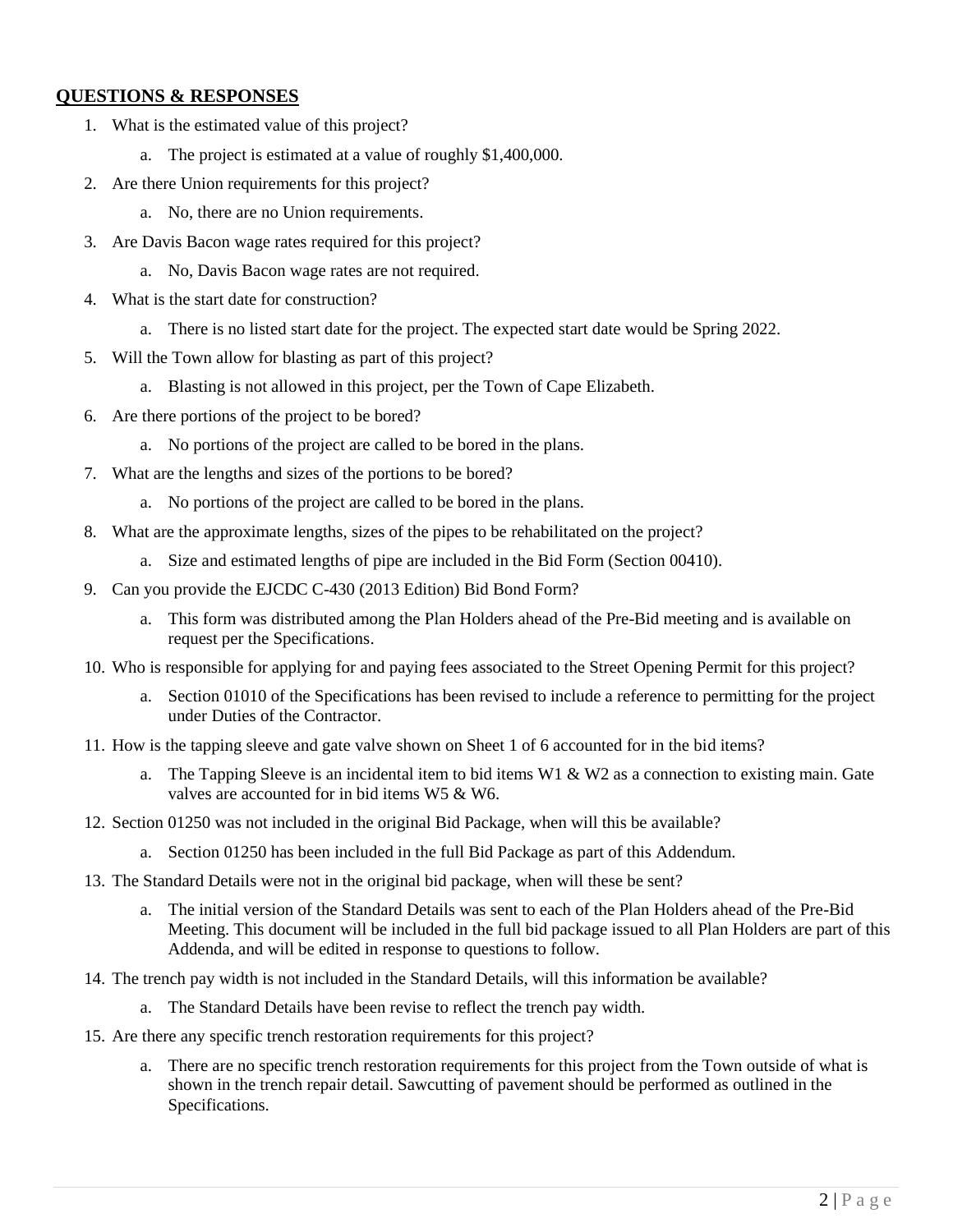**QUESTIONS & RESPONSES**

1. What is the estimated value of this project?
    a. The project is estimated at a value of roughly $1,400,000.
2. Are there Union requirements for this project?
    a. No, there are no Union requirements.
3. Are Davis Bacon wage rates required for this project?
    a. No, Davis Bacon wage rates are not required.
4. What is the start date for construction?
    a. There is no listed start date for the project. The expected start date would be Spring 2022.
5. Will the Town allow for blasting as part of this project?
    a. Blasting is not allowed in this project, per the Town of Cape Elizabeth.
6. Are there portions of the project to be bored?
    a. No portions of the project are called to be bored in the plans.
7. What are the lengths and sizes of the portions to be bored?
    a. No portions of the project are called to be bored in the plans.
8. What are the approximate lengths, sizes of the pipes to be rehabilitated on the project?
    a. Size and estimated lengths of pipe are included in the Bid Form (Section 00410).
9. Can you provide the EJCDC C-430 (2013 Edition) Bid Bond Form?
    a. This form was distributed among the Plan Holders ahead of the Pre-Bid meeting and is available on request per the Specifications.
10. Who is responsible for applying for and paying fees associated to the Street Opening Permit for this project?
    a. Section 01010 of the Specifications has been revised to include a reference to permitting for the project under Duties of the Contractor.
11. How is the tapping sleeve and gate valve shown on Sheet 1 of 6 accounted for in the bid items?
    a. The Tapping Sleeve is an incidental item to bid items W1 & W2 as a connection to existing main. Gate valves are accounted for in bid items W5 & W6.
12. Section 01250 was not included in the original Bid Package, when will this be available?
    a. Section 01250 has been included in the full Bid Package as part of this Addendum.
13. The Standard Details were not in the original bid package, when will these be sent?
    a. The initial version of the Standard Details was sent to each of the Plan Holders ahead of the Pre-Bid Meeting. This document will be included in the full bid package issued to all Plan Holders are part of this Addenda, and will be edited in response to questions to follow.
14. The trench pay width is not included in the Standard Details, will this information be available?
    a. The Standard Details have been revise to reflect the trench pay width.
15. Are there any specific trench restoration requirements for this project?
    a. There are no specific trench restoration requirements for this project from the Town outside of what is shown in the trench repair detail. Sawcutting of pavement should be performed as outlined in the Specifications.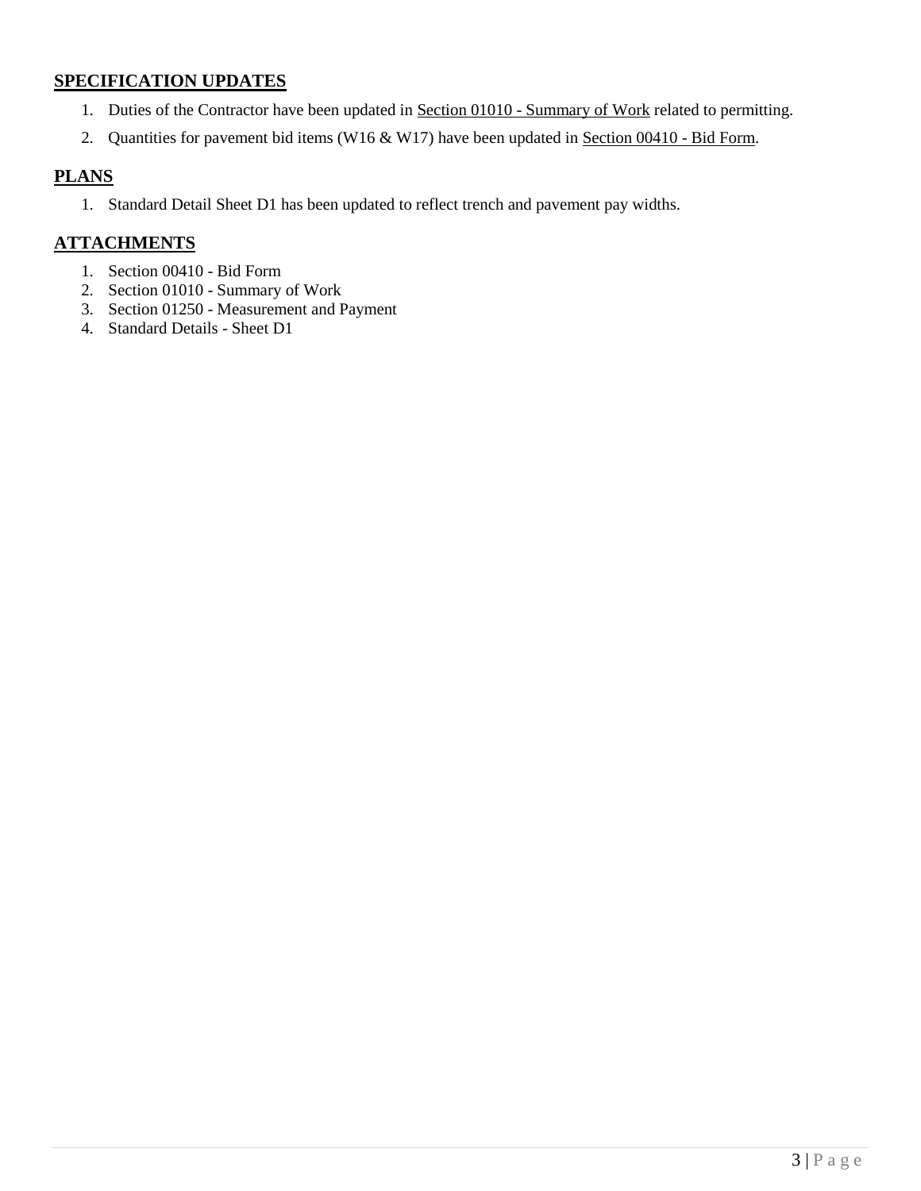## SPECIFICATION UPDATES

1. Duties of the Contractor have been updated in Section 01010 - Summary of Work related to permitting.
2. Quantities for pavement bid items (W16 & W17) have been updated in Section 00410 - Bid Form.

## PLANS

1. Standard Detail Sheet D1 has been updated to reflect trench and pavement pay widths.

## ATTACHMENTS

1. Section 00410 - Bid Form
2. Section 01010 - Summary of Work
3. Section 01250 - Measurement and Payment
4. Standard Details - Sheet D1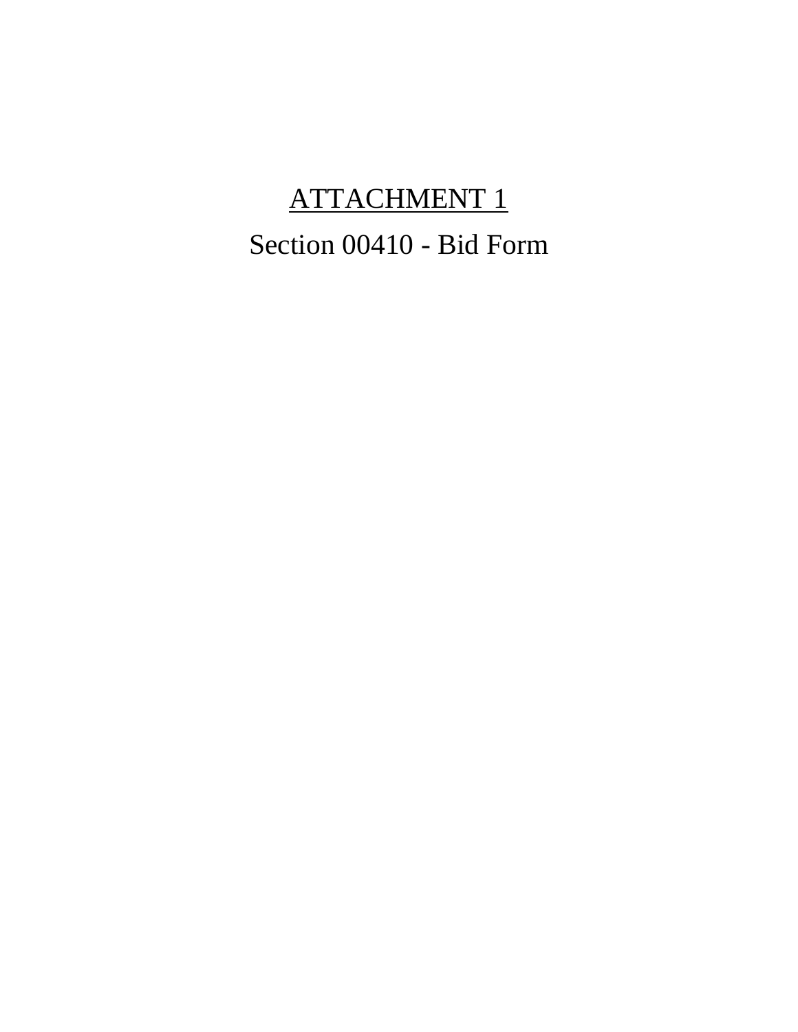# <u>ATTACHMENT 1</u>

## Section 00410 - Bid Form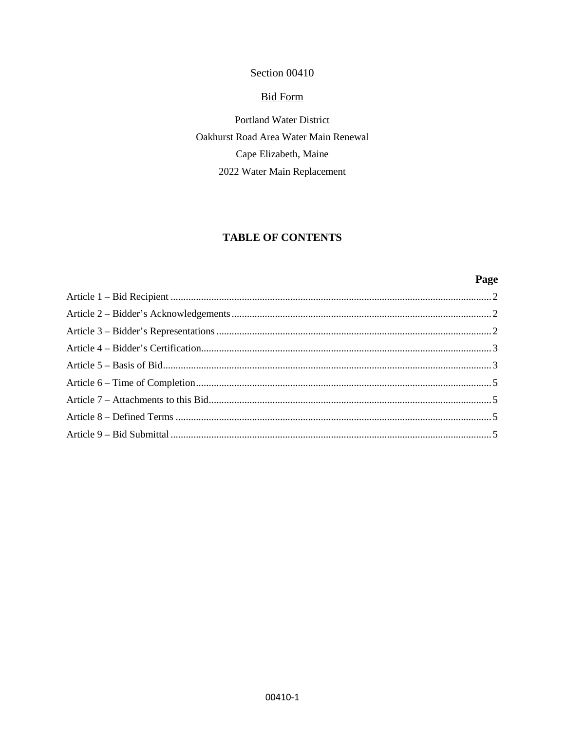Section 00410

Bid Form

Portland Water District

Oakhurst Road Area Water Main Renewal

Cape Elizabeth, Maine

2022 Water Main Replacement

## TABLE OF CONTENTS

| | Page |
|---|---|
| Article 1 – Bid Recipient | 2 |
| Article 2 – Bidder's Acknowledgements | 2 |
| Article 3 – Bidder's Representations | 2 |
| Article 4 – Bidder's Certification | 3 |
| Article 5 – Basis of Bid | 3 |
| Article 6 – Time of Completion | 5 |
| Article 7 – Attachments to this Bid | 5 |
| Article 8 – Defined Terms | 5 |
| Article 9 – Bid Submittal | 5 |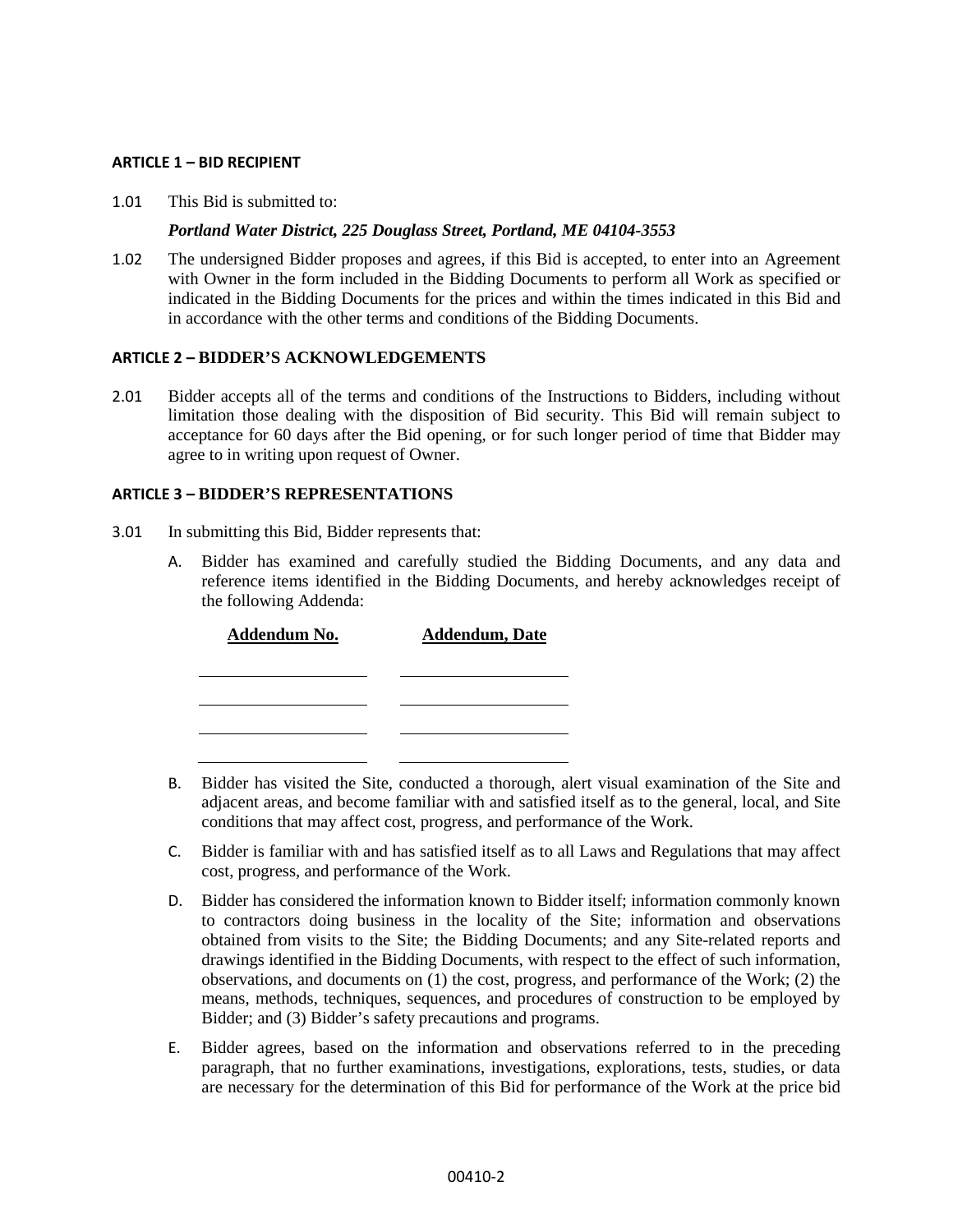## ARTICLE 1 – BID RECIPIENT

1.01 This Bid is submitted to:

***Portland Water District, 225 Douglass Street, Portland, ME 04104-3553***

1.02 The undersigned Bidder proposes and agrees, if this Bid is accepted, to enter into an Agreement with Owner in the form included in the Bidding Documents to perform all Work as specified or indicated in the Bidding Documents for the prices and within the times indicated in this Bid and in accordance with the other terms and conditions of the Bidding Documents.

## ARTICLE 2 – BIDDER'S ACKNOWLEDGEMENTS

2.01 Bidder accepts all of the terms and conditions of the Instructions to Bidders, including without limitation those dealing with the disposition of Bid security. This Bid will remain subject to acceptance for 60 days after the Bid opening, or for such longer period of time that Bidder may agree to in writing upon request of Owner.

## ARTICLE 3 – BIDDER'S REPRESENTATIONS

3.01 In submitting this Bid, Bidder represents that:

A. Bidder has examined and carefully studied the Bidding Documents, and any data and reference items identified in the Bidding Documents, and hereby acknowledges receipt of the following Addenda:

| Addendum No. | Addendum, Date |
|---|---|
| | |
| | |
| | |
| | |

B. Bidder has visited the Site, conducted a thorough, alert visual examination of the Site and adjacent areas, and become familiar with and satisfied itself as to the general, local, and Site conditions that may affect cost, progress, and performance of the Work.

C. Bidder is familiar with and has satisfied itself as to all Laws and Regulations that may affect cost, progress, and performance of the Work.

D. Bidder has considered the information known to Bidder itself; information commonly known to contractors doing business in the locality of the Site; information and observations obtained from visits to the Site; the Bidding Documents; and any Site-related reports and drawings identified in the Bidding Documents, with respect to the effect of such information, observations, and documents on (1) the cost, progress, and performance of the Work; (2) the means, methods, techniques, sequences, and procedures of construction to be employed by Bidder; and (3) Bidder's safety precautions and programs.

E. Bidder agrees, based on the information and observations referred to in the preceding paragraph, that no further examinations, investigations, explorations, tests, studies, or data are necessary for the determination of this Bid for performance of the Work at the price bid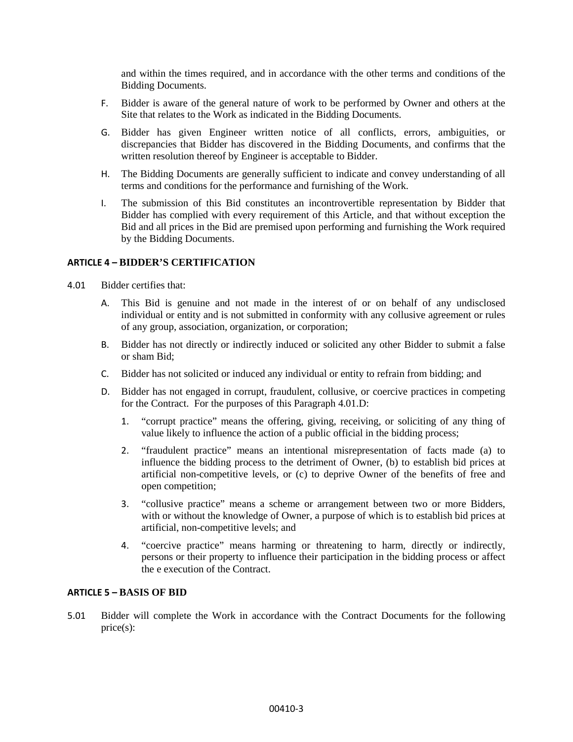and within the times required, and in accordance with the other terms and conditions of the Bidding Documents.

F. Bidder is aware of the general nature of work to be performed by Owner and others at the Site that relates to the Work as indicated in the Bidding Documents.

G. Bidder has given Engineer written notice of all conflicts, errors, ambiguities, or discrepancies that Bidder has discovered in the Bidding Documents, and confirms that the written resolution thereof by Engineer is acceptable to Bidder.

H. The Bidding Documents are generally sufficient to indicate and convey understanding of all terms and conditions for the performance and furnishing of the Work.

I. The submission of this Bid constitutes an incontrovertible representation by Bidder that Bidder has complied with every requirement of this Article, and that without exception the Bid and all prices in the Bid are premised upon performing and furnishing the Work required by the Bidding Documents.

## ARTICLE 4 – BIDDER'S CERTIFICATION

4.01 Bidder certifies that:

A. This Bid is genuine and not made in the interest of or on behalf of any undisclosed individual or entity and is not submitted in conformity with any collusive agreement or rules of any group, association, organization, or corporation;

B. Bidder has not directly or indirectly induced or solicited any other Bidder to submit a false or sham Bid;

C. Bidder has not solicited or induced any individual or entity to refrain from bidding; and

D. Bidder has not engaged in corrupt, fraudulent, collusive, or coercive practices in competing for the Contract. For the purposes of this Paragraph 4.01.D:

1. "corrupt practice" means the offering, giving, receiving, or soliciting of any thing of value likely to influence the action of a public official in the bidding process;

2. "fraudulent practice" means an intentional misrepresentation of facts made (a) to influence the bidding process to the detriment of Owner, (b) to establish bid prices at artificial non-competitive levels, or (c) to deprive Owner of the benefits of free and open competition;

3. "collusive practice" means a scheme or arrangement between two or more Bidders, with or without the knowledge of Owner, a purpose of which is to establish bid prices at artificial, non-competitive levels; and

4. "coercive practice" means harming or threatening to harm, directly or indirectly, persons or their property to influence their participation in the bidding process or affect the e execution of the Contract.

## ARTICLE 5 – BASIS OF BID

5.01 Bidder will complete the Work in accordance with the Contract Documents for the following price(s):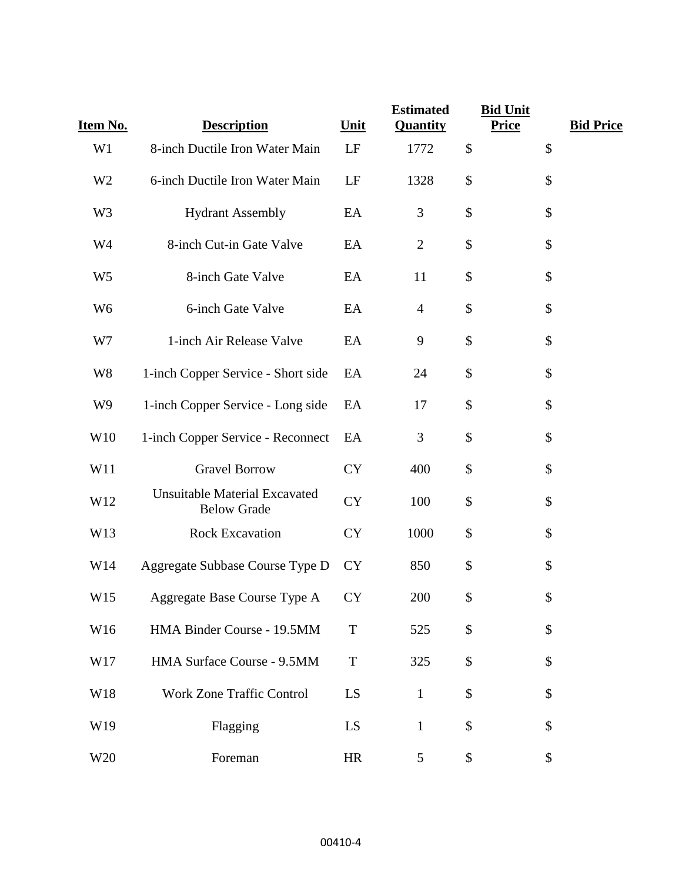| Item No. | Description | Unit | Estimated Quantity | Bid Unit Price | Bid Price |
|---|---|---|---|---|---|
| W1 | 8-inch Ductile Iron Water Main | LF | 1772 | $ | $ |
| W2 | 6-inch Ductile Iron Water Main | LF | 1328 | $ | $ |
| W3 | Hydrant Assembly | EA | 3 | $ | $ |
| W4 | 8-inch Cut-in Gate Valve | EA | 2 | $ | $ |
| W5 | 8-inch Gate Valve | EA | 11 | $ | $ |
| W6 | 6-inch Gate Valve | EA | 4 | $ | $ |
| W7 | 1-inch Air Release Valve | EA | 9 | $ | $ |
| W8 | 1-inch Copper Service - Short side | EA | 24 | $ | $ |
| W9 | 1-inch Copper Service - Long side | EA | 17 | $ | $ |
| W10 | 1-inch Copper Service - Reconnect | EA | 3 | $ | $ |
| W11 | Gravel Borrow | CY | 400 | $ | $ |
| W12 | Unsuitable Material Excavated Below Grade | CY | 100 | $ | $ |
| W13 | Rock Excavation | CY | 1000 | $ | $ |
| W14 | Aggregate Subbase Course Type D | CY | 850 | $ | $ |
| W15 | Aggregate Base Course Type A | CY | 200 | $ | $ |
| W16 | HMA Binder Course - 19.5MM | T | 525 | $ | $ |
| W17 | HMA Surface Course - 9.5MM | T | 325 | $ | $ |
| W18 | Work Zone Traffic Control | LS | 1 | $ | $ |
| W19 | Flagging | LS | 1 | $ | $ |
| W20 | Foreman | HR | 5 | $ | $ |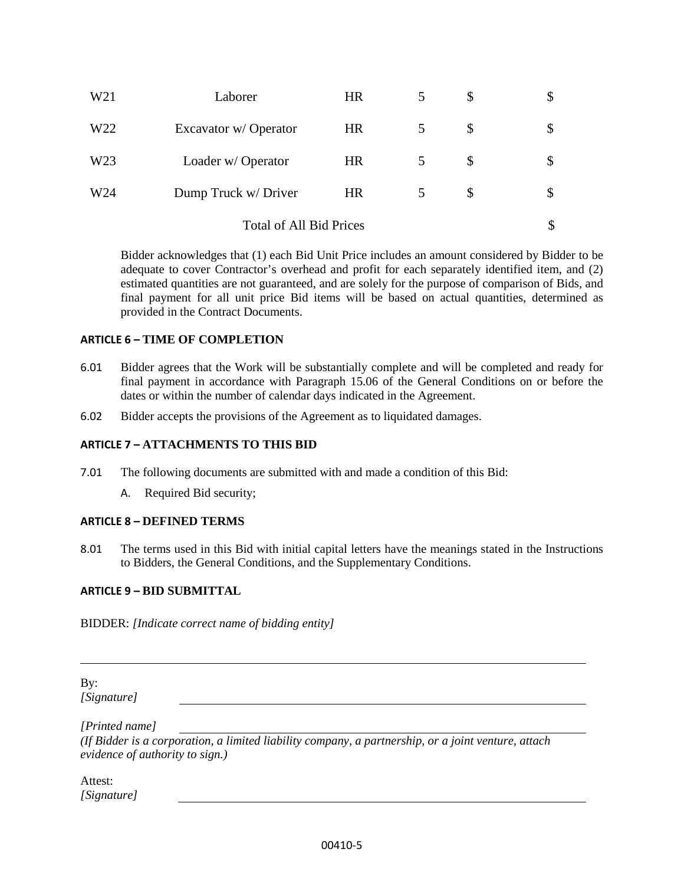| | | | | | |
|---|---|---|---|---|---|
| W21 | Laborer | HR | 5 | $ | $ |
| W22 | Excavator w/ Operator | HR | 5 | $ | $ |
| W23 | Loader w/ Operator | HR | 5 | $ | $ |
| W24 | Dump Truck w/ Driver | HR | 5 | $ | $ |
| | Total of All Bid Prices | | | | $ |

Bidder acknowledges that (1) each Bid Unit Price includes an amount considered by Bidder to be adequate to cover Contractor's overhead and profit for each separately identified item, and (2) estimated quantities are not guaranteed, and are solely for the purpose of comparison of Bids, and final payment for all unit price Bid items will be based on actual quantities, determined as provided in the Contract Documents.

**ARTICLE 6 – TIME OF COMPLETION**

6.01 Bidder agrees that the Work will be substantially complete and will be completed and ready for final payment in accordance with Paragraph 15.06 of the General Conditions on or before the dates or within the number of calendar days indicated in the Agreement.

6.02 Bidder accepts the provisions of the Agreement as to liquidated damages.

**ARTICLE 7 – ATTACHMENTS TO THIS BID**

7.01 The following documents are submitted with and made a condition of this Bid:

A. Required Bid security;

**ARTICLE 8 – DEFINED TERMS**

8.01 The terms used in this Bid with initial capital letters have the meanings stated in the Instructions to Bidders, the General Conditions, and the Supplementary Conditions.

**ARTICLE 9 – BID SUBMITTAL**

BIDDER: *[Indicate correct name of bidding entity]*

______________________________________________

By:
*[Signature]* ______________________________________________

*[Printed name]* ______________________________________________

*(If Bidder is a corporation, a limited liability company, a partnership, or a joint venture, attach evidence of authority to sign.)*

Attest:
*[Signature]* ______________________________________________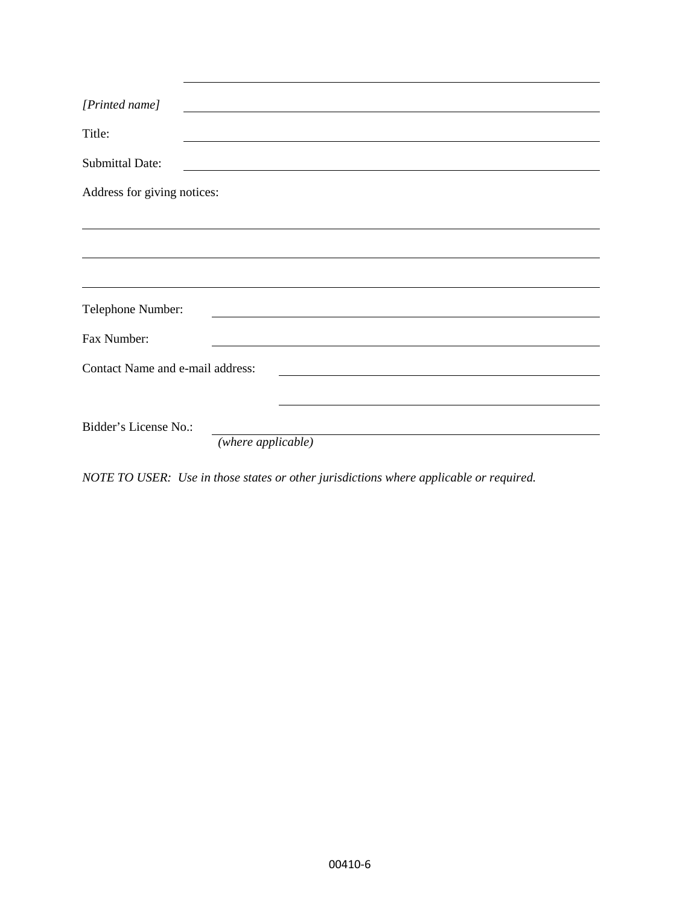\_\_\_\_\_\_\_\_\_\_\_\_\_\_\_\_\_\_\_\_\_\_\_\_\_\_\_\_\_\_\_\_\_\_\_\_\_\_\_\_

*[Printed name]* \_\_\_\_\_\_\_\_\_\_\_\_\_\_\_\_\_\_\_\_\_\_\_\_\_\_\_\_\_\_\_\_\_\_\_\_\_\_\_\_

Title: \_\_\_\_\_\_\_\_\_\_\_\_\_\_\_\_\_\_\_\_\_\_\_\_\_\_\_\_\_\_\_\_\_\_\_\_\_\_\_\_

Submittal Date: \_\_\_\_\_\_\_\_\_\_\_\_\_\_\_\_\_\_\_\_\_\_\_\_\_\_\_\_\_\_\_\_\_\_\_\_\_\_\_\_

Address for giving notices:

\_\_\_\_\_\_\_\_\_\_\_\_\_\_\_\_\_\_\_\_\_\_\_\_\_\_\_\_\_\_\_\_\_\_\_\_\_\_\_\_\_\_\_\_\_\_\_\_\_\_\_\_

\_\_\_\_\_\_\_\_\_\_\_\_\_\_\_\_\_\_\_\_\_\_\_\_\_\_\_\_\_\_\_\_\_\_\_\_\_\_\_\_\_\_\_\_\_\_\_\_\_\_\_\_

\_\_\_\_\_\_\_\_\_\_\_\_\_\_\_\_\_\_\_\_\_\_\_\_\_\_\_\_\_\_\_\_\_\_\_\_\_\_\_\_\_\_\_\_\_\_\_\_\_\_\_\_

Telephone Number: \_\_\_\_\_\_\_\_\_\_\_\_\_\_\_\_\_\_\_\_\_\_\_\_\_\_\_\_\_\_\_\_\_\_\_\_\_\_\_\_

Fax Number: \_\_\_\_\_\_\_\_\_\_\_\_\_\_\_\_\_\_\_\_\_\_\_\_\_\_\_\_\_\_\_\_\_\_\_\_\_\_\_\_

Contact Name and e-mail address: \_\_\_\_\_\_\_\_\_\_\_\_\_\_\_\_\_\_\_\_\_\_\_\_\_\_\_\_\_\_\_\_\_\_

\_\_\_\_\_\_\_\_\_\_\_\_\_\_\_\_\_\_\_\_\_\_\_\_\_\_\_\_\_\_\_\_\_\_

Bidder's License No.: \_\_\_\_\_\_\_\_\_\_\_\_\_\_\_\_\_\_\_\_\_\_\_\_\_\_\_\_\_\_\_\_\_\_\_\_\_\_\_\_
*(where applicable)*

*NOTE TO USER: Use in those states or other jurisdictions where applicable or required.*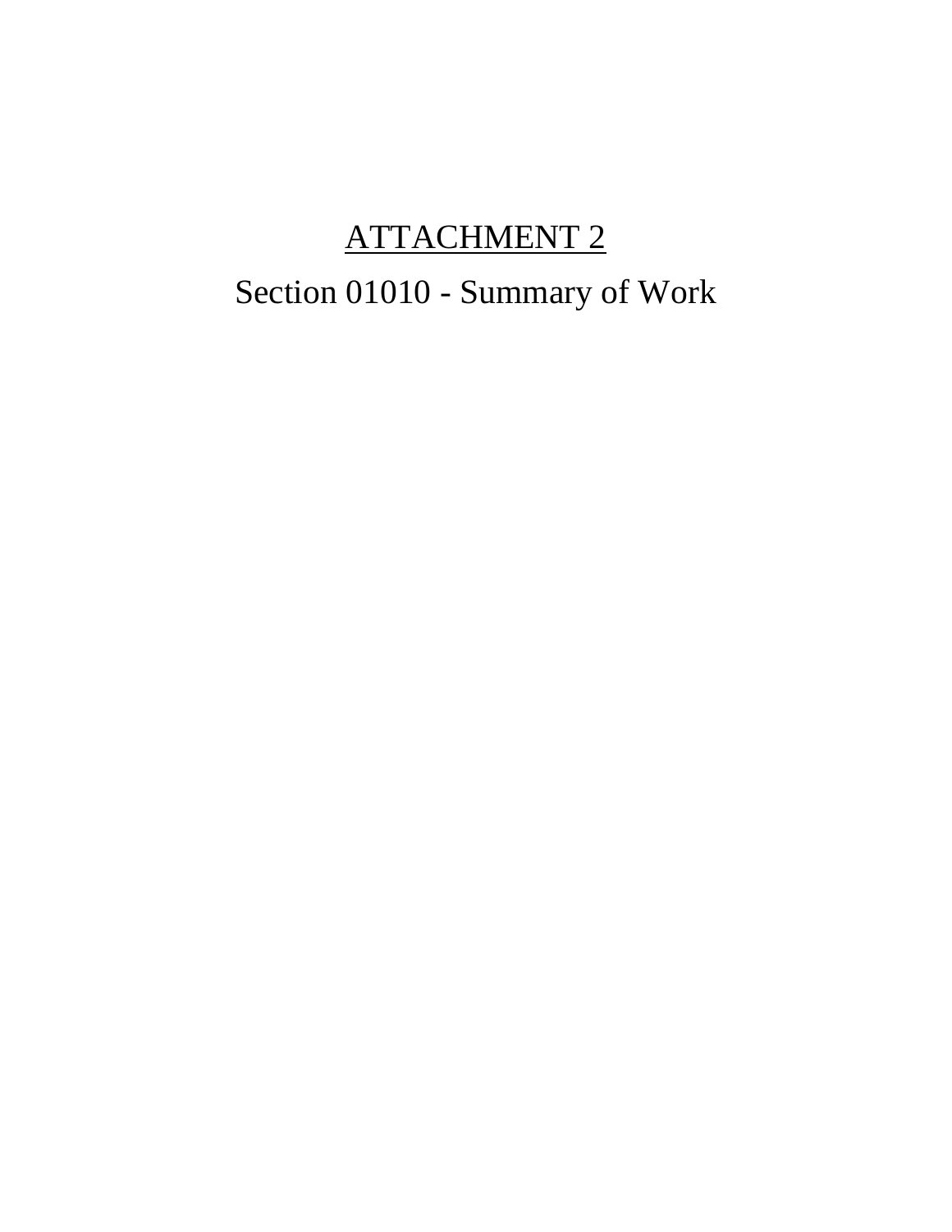# <u>ATTACHMENT 2</u>

# Section 01010 - Summary of Work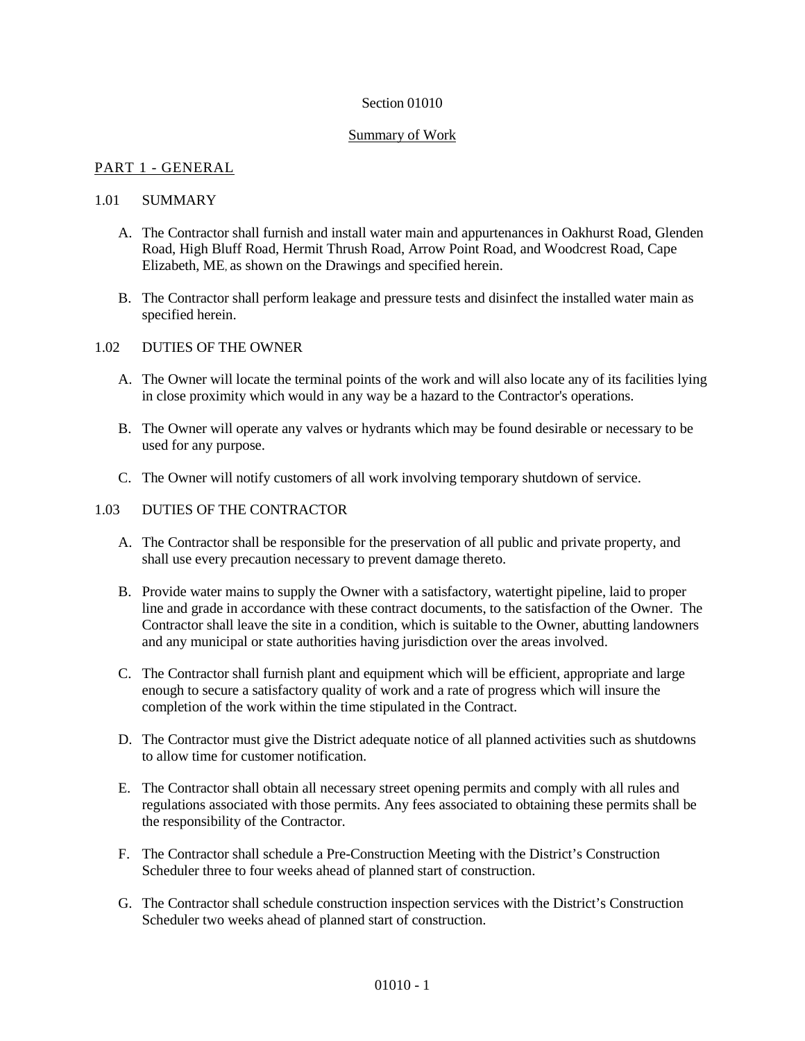# Section 01010

## Summary of Work

### PART 1 - GENERAL

### 1.01 SUMMARY

A. The Contractor shall furnish and install water main and appurtenances in Oakhurst Road, Glenden Road, High Bluff Road, Hermit Thrush Road, Arrow Point Road, and Woodcrest Road, Cape Elizabeth, ME, as shown on the Drawings and specified herein.

B. The Contractor shall perform leakage and pressure tests and disinfect the installed water main as specified herein.

### 1.02 DUTIES OF THE OWNER

A. The Owner will locate the terminal points of the work and will also locate any of its facilities lying in close proximity which would in any way be a hazard to the Contractor's operations.

B. The Owner will operate any valves or hydrants which may be found desirable or necessary to be used for any purpose.

C. The Owner will notify customers of all work involving temporary shutdown of service.

### 1.03 DUTIES OF THE CONTRACTOR

A. The Contractor shall be responsible for the preservation of all public and private property, and shall use every precaution necessary to prevent damage thereto.

B. Provide water mains to supply the Owner with a satisfactory, watertight pipeline, laid to proper line and grade in accordance with these contract documents, to the satisfaction of the Owner. The Contractor shall leave the site in a condition, which is suitable to the Owner, abutting landowners and any municipal or state authorities having jurisdiction over the areas involved.

C. The Contractor shall furnish plant and equipment which will be efficient, appropriate and large enough to secure a satisfactory quality of work and a rate of progress which will insure the completion of the work within the time stipulated in the Contract.

D. The Contractor must give the District adequate notice of all planned activities such as shutdowns to allow time for customer notification.

E. The Contractor shall obtain all necessary street opening permits and comply with all rules and regulations associated with those permits. Any fees associated to obtaining these permits shall be the responsibility of the Contractor.

F. The Contractor shall schedule a Pre-Construction Meeting with the District's Construction Scheduler three to four weeks ahead of planned start of construction.

G. The Contractor shall schedule construction inspection services with the District's Construction Scheduler two weeks ahead of planned start of construction.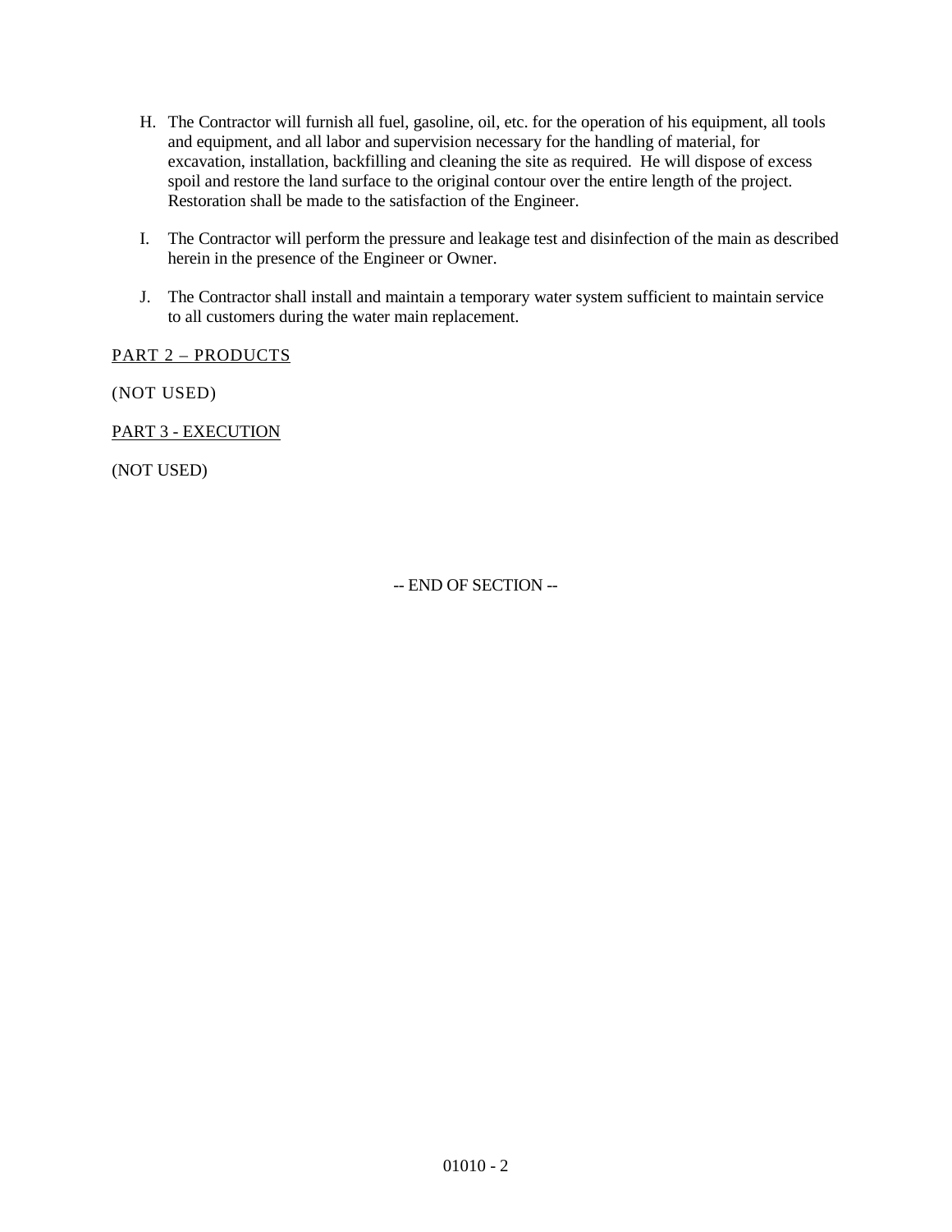H. The Contractor will furnish all fuel, gasoline, oil, etc. for the operation of his equipment, all tools and equipment, and all labor and supervision necessary for the handling of material, for excavation, installation, backfilling and cleaning the site as required. He will dispose of excess spoil and restore the land surface to the original contour over the entire length of the project. Restoration shall be made to the satisfaction of the Engineer.

I. The Contractor will perform the pressure and leakage test and disinfection of the main as described herein in the presence of the Engineer or Owner.

J. The Contractor shall install and maintain a temporary water system sufficient to maintain service to all customers during the water main replacement.

PART 2 – PRODUCTS

(NOT USED)

PART 3 - EXECUTION

(NOT USED)

-- END OF SECTION --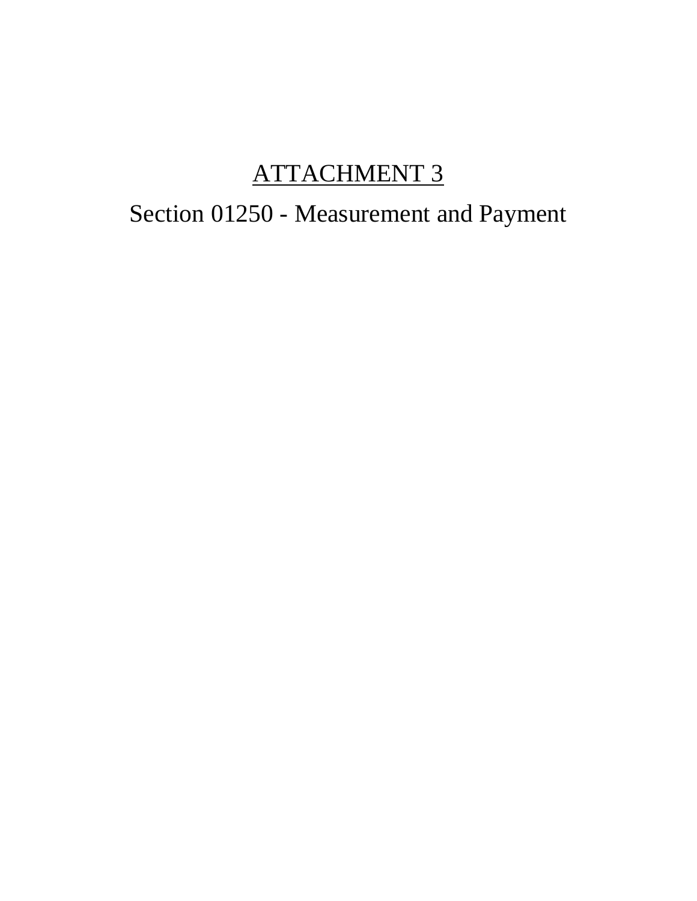# ATTACHMENT 3

## Section 01250 - Measurement and Payment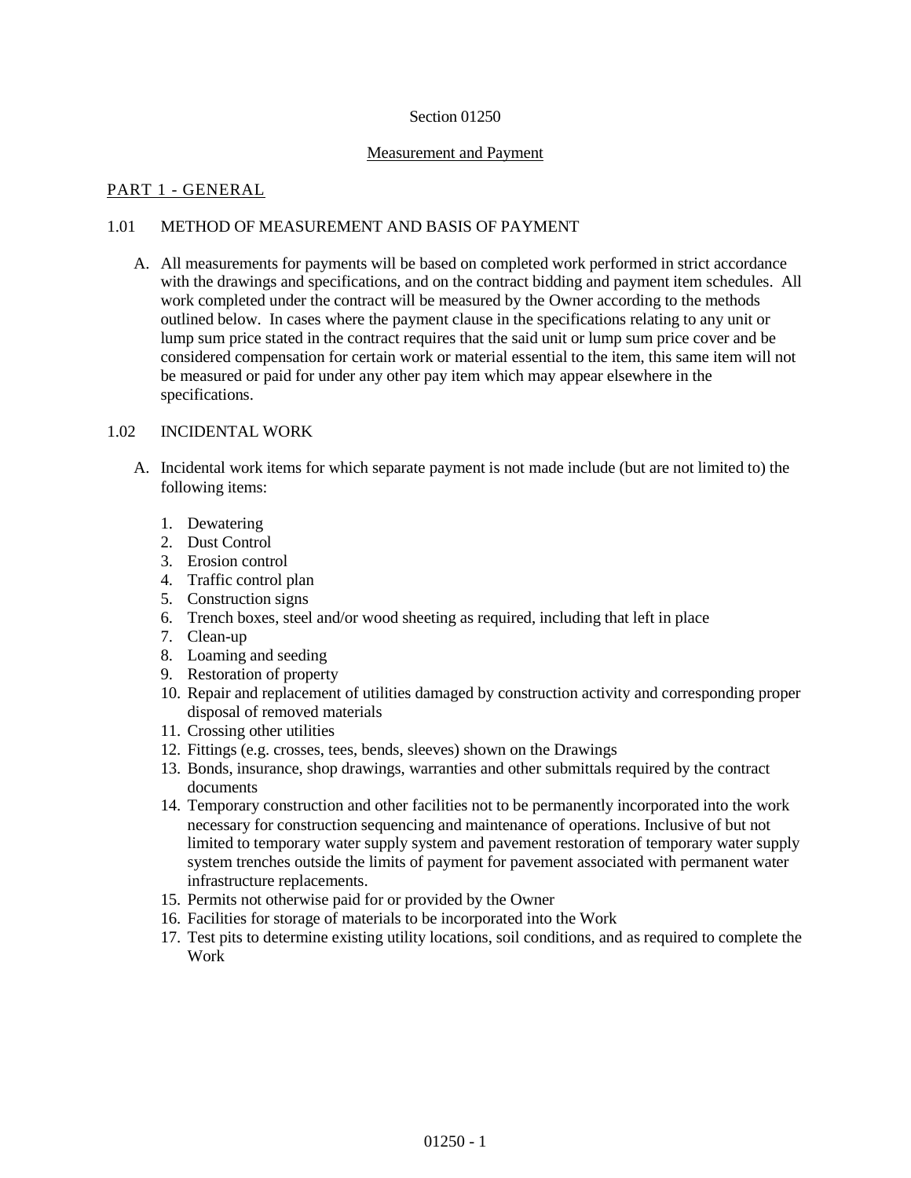# Section 01250

## Measurement and Payment

## PART 1 - GENERAL

### 1.01 METHOD OF MEASUREMENT AND BASIS OF PAYMENT

A. All measurements for payments will be based on completed work performed in strict accordance with the drawings and specifications, and on the contract bidding and payment item schedules. All work completed under the contract will be measured by the Owner according to the methods outlined below. In cases where the payment clause in the specifications relating to any unit or lump sum price stated in the contract requires that the said unit or lump sum price cover and be considered compensation for certain work or material essential to the item, this same item will not be measured or paid for under any other pay item which may appear elsewhere in the specifications.

### 1.02 INCIDENTAL WORK

A. Incidental work items for which separate payment is not made include (but are not limited to) the following items:

1. Dewatering
2. Dust Control
3. Erosion control
4. Traffic control plan
5. Construction signs
6. Trench boxes, steel and/or wood sheeting as required, including that left in place
7. Clean-up
8. Loaming and seeding
9. Restoration of property
10. Repair and replacement of utilities damaged by construction activity and corresponding proper disposal of removed materials
11. Crossing other utilities
12. Fittings (e.g. crosses, tees, bends, sleeves) shown on the Drawings
13. Bonds, insurance, shop drawings, warranties and other submittals required by the contract documents
14. Temporary construction and other facilities not to be permanently incorporated into the work necessary for construction sequencing and maintenance of operations. Inclusive of but not limited to temporary water supply system and pavement restoration of temporary water supply system trenches outside the limits of payment for pavement associated with permanent water infrastructure replacements.
15. Permits not otherwise paid for or provided by the Owner
16. Facilities for storage of materials to be incorporated into the Work
17. Test pits to determine existing utility locations, soil conditions, and as required to complete the Work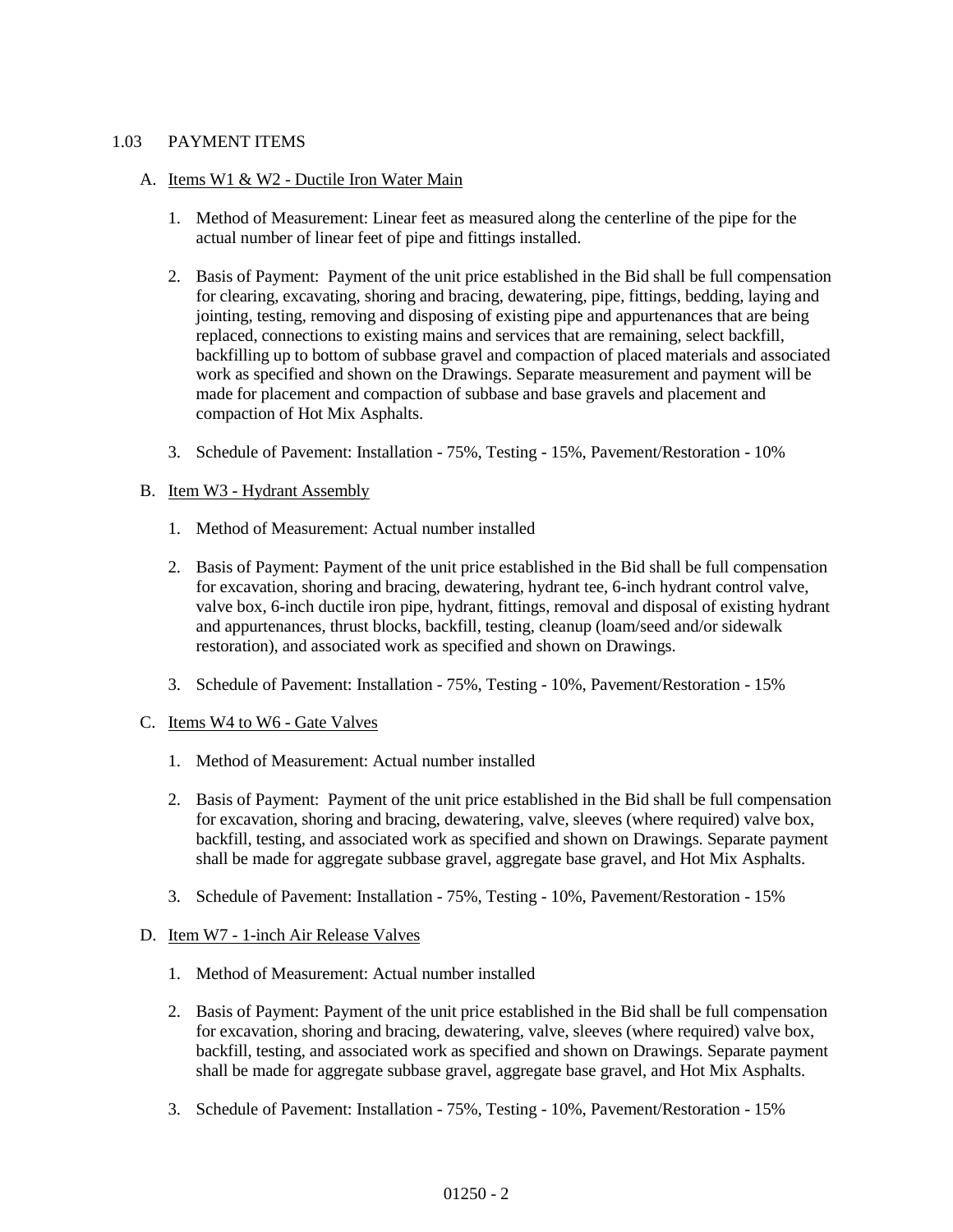## 1.03 PAYMENT ITEMS

A. Items W1 & W2 - Ductile Iron Water Main

1. Method of Measurement: Linear feet as measured along the centerline of the pipe for the actual number of linear feet of pipe and fittings installed.

2. Basis of Payment: Payment of the unit price established in the Bid shall be full compensation for clearing, excavating, shoring and bracing, dewatering, pipe, fittings, bedding, laying and jointing, testing, removing and disposing of existing pipe and appurtenances that are being replaced, connections to existing mains and services that are remaining, select backfill, backfilling up to bottom of subbase gravel and compaction of placed materials and associated work as specified and shown on the Drawings. Separate measurement and payment will be made for placement and compaction of subbase and base gravels and placement and compaction of Hot Mix Asphalts.

3. Schedule of Pavement: Installation - 75%, Testing - 15%, Pavement/Restoration - 10%

B. Item W3 - Hydrant Assembly

1. Method of Measurement: Actual number installed

2. Basis of Payment: Payment of the unit price established in the Bid shall be full compensation for excavation, shoring and bracing, dewatering, hydrant tee, 6-inch hydrant control valve, valve box, 6-inch ductile iron pipe, hydrant, fittings, removal and disposal of existing hydrant and appurtenances, thrust blocks, backfill, testing, cleanup (loam/seed and/or sidewalk restoration), and associated work as specified and shown on Drawings.

3. Schedule of Pavement: Installation - 75%, Testing - 10%, Pavement/Restoration - 15%

C. Items W4 to W6 - Gate Valves

1. Method of Measurement: Actual number installed

2. Basis of Payment: Payment of the unit price established in the Bid shall be full compensation for excavation, shoring and bracing, dewatering, valve, sleeves (where required) valve box, backfill, testing, and associated work as specified and shown on Drawings. Separate payment shall be made for aggregate subbase gravel, aggregate base gravel, and Hot Mix Asphalts.

3. Schedule of Pavement: Installation - 75%, Testing - 10%, Pavement/Restoration - 15%

D. Item W7 - 1-inch Air Release Valves

1. Method of Measurement: Actual number installed

2. Basis of Payment: Payment of the unit price established in the Bid shall be full compensation for excavation, shoring and bracing, dewatering, valve, sleeves (where required) valve box, backfill, testing, and associated work as specified and shown on Drawings. Separate payment shall be made for aggregate subbase gravel, aggregate base gravel, and Hot Mix Asphalts.

3. Schedule of Pavement: Installation - 75%, Testing - 10%, Pavement/Restoration - 15%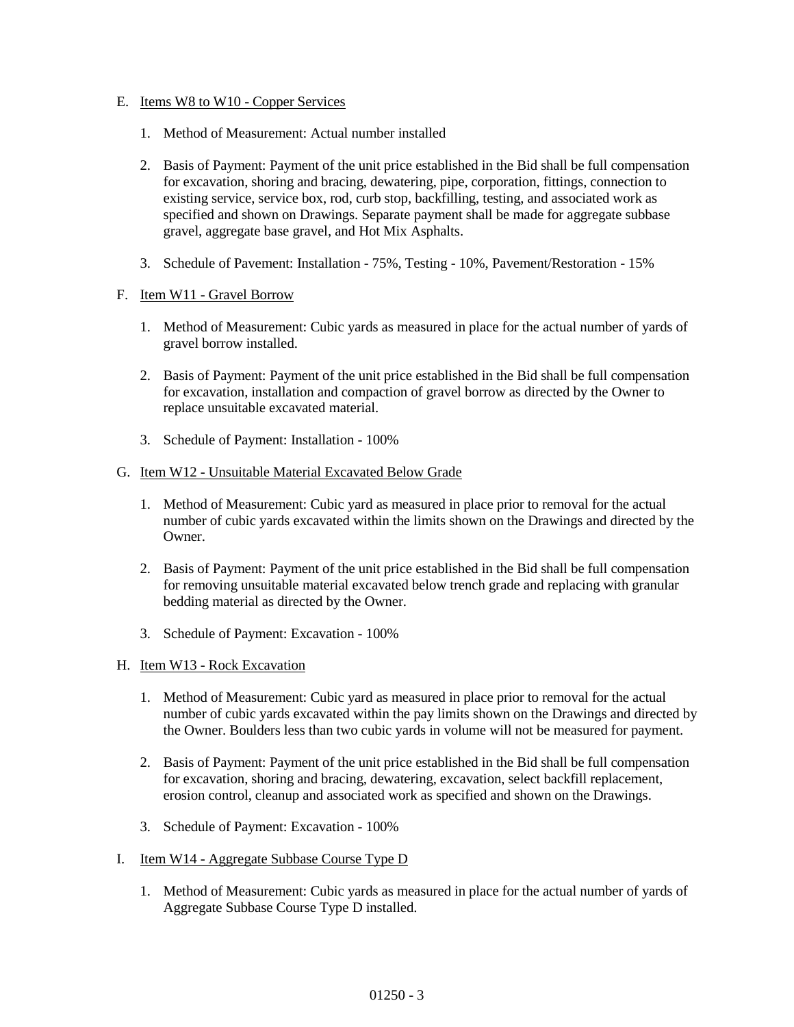E. Items W8 to W10 - Copper Services

1. Method of Measurement: Actual number installed

2. Basis of Payment: Payment of the unit price established in the Bid shall be full compensation for excavation, shoring and bracing, dewatering, pipe, corporation, fittings, connection to existing service, service box, rod, curb stop, backfilling, testing, and associated work as specified and shown on Drawings. Separate payment shall be made for aggregate subbase gravel, aggregate base gravel, and Hot Mix Asphalts.

3. Schedule of Pavement: Installation - 75%, Testing - 10%, Pavement/Restoration - 15%

F. Item W11 - Gravel Borrow

1. Method of Measurement: Cubic yards as measured in place for the actual number of yards of gravel borrow installed.

2. Basis of Payment: Payment of the unit price established in the Bid shall be full compensation for excavation, installation and compaction of gravel borrow as directed by the Owner to replace unsuitable excavated material.

3. Schedule of Payment: Installation - 100%

G. Item W12 - Unsuitable Material Excavated Below Grade

1. Method of Measurement: Cubic yard as measured in place prior to removal for the actual number of cubic yards excavated within the limits shown on the Drawings and directed by the Owner.

2. Basis of Payment: Payment of the unit price established in the Bid shall be full compensation for removing unsuitable material excavated below trench grade and replacing with granular bedding material as directed by the Owner.

3. Schedule of Payment: Excavation - 100%

H. Item W13 - Rock Excavation

1. Method of Measurement: Cubic yard as measured in place prior to removal for the actual number of cubic yards excavated within the pay limits shown on the Drawings and directed by the Owner. Boulders less than two cubic yards in volume will not be measured for payment.

2. Basis of Payment: Payment of the unit price established in the Bid shall be full compensation for excavation, shoring and bracing, dewatering, excavation, select backfill replacement, erosion control, cleanup and associated work as specified and shown on the Drawings.

3. Schedule of Payment: Excavation - 100%

I. Item W14 - Aggregate Subbase Course Type D

1. Method of Measurement: Cubic yards as measured in place for the actual number of yards of Aggregate Subbase Course Type D installed.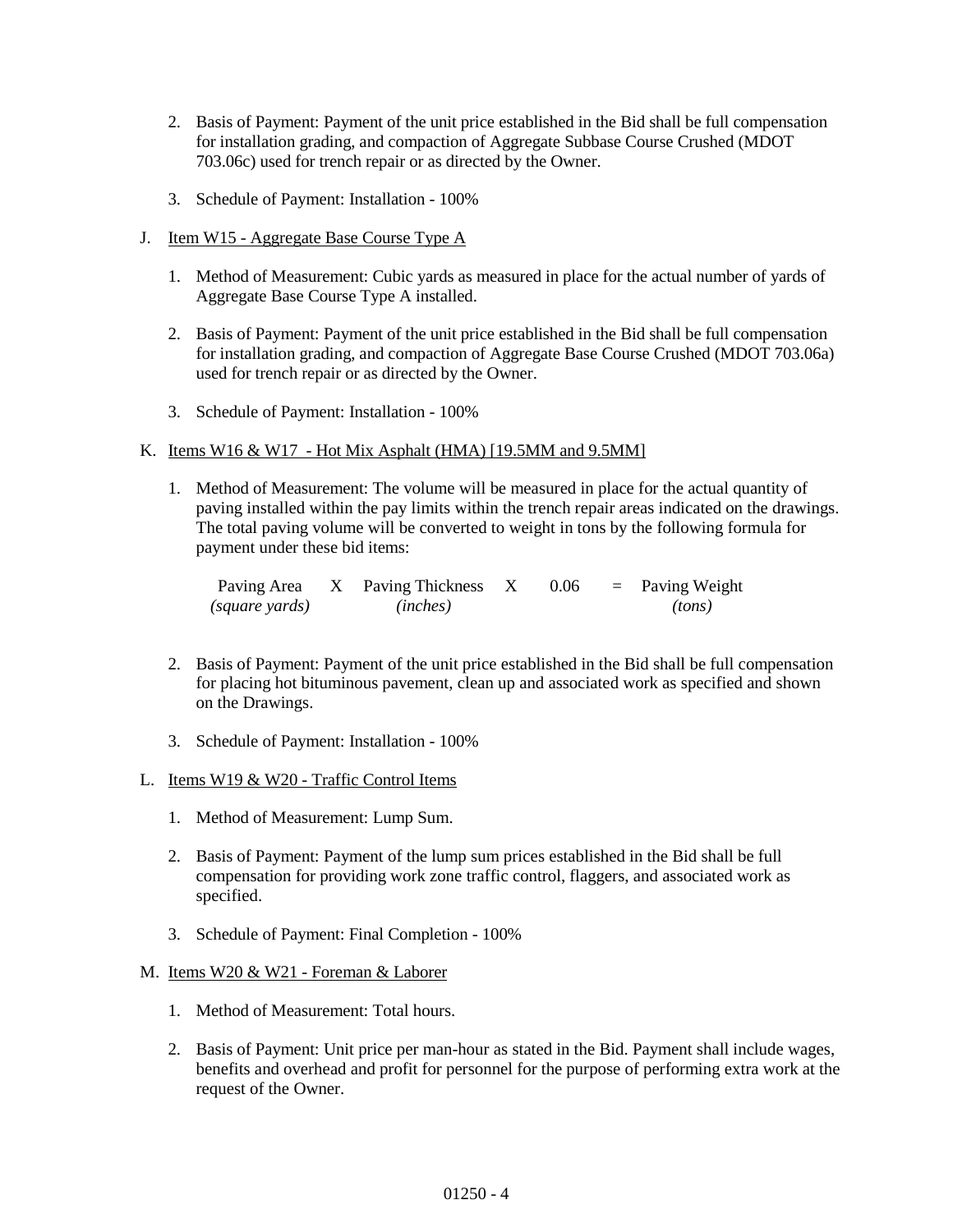2. Basis of Payment: Payment of the unit price established in the Bid shall be full compensation for installation grading, and compaction of Aggregate Subbase Course Crushed (MDOT 703.06c) used for trench repair or as directed by the Owner.

3. Schedule of Payment: Installation - 100%

J. Item W15 - Aggregate Base Course Type A

1. Method of Measurement: Cubic yards as measured in place for the actual number of yards of Aggregate Base Course Type A installed.

2. Basis of Payment: Payment of the unit price established in the Bid shall be full compensation for installation grading, and compaction of Aggregate Base Course Crushed (MDOT 703.06a) used for trench repair or as directed by the Owner.

3. Schedule of Payment: Installation - 100%

K. Items W16 & W17 - Hot Mix Asphalt (HMA) [19.5MM and 9.5MM]

1. Method of Measurement: The volume will be measured in place for the actual quantity of paving installed within the pay limits within the trench repair areas indicated on the drawings. The total paving volume will be converted to weight in tons by the following formula for payment under these bid items:

| Paving Area | X | Paving Thickness | X | 0.06 | = | Paving Weight |
|---|---|---|---|---|---|---|
| *(square yards)* | | *(inches)* | | | | *(tons)* |

2. Basis of Payment: Payment of the unit price established in the Bid shall be full compensation for placing hot bituminous pavement, clean up and associated work as specified and shown on the Drawings.

3. Schedule of Payment: Installation - 100%

L. Items W19 & W20 - Traffic Control Items

1. Method of Measurement: Lump Sum.

2. Basis of Payment: Payment of the lump sum prices established in the Bid shall be full compensation for providing work zone traffic control, flaggers, and associated work as specified.

3. Schedule of Payment: Final Completion - 100%

M. Items W20 & W21 - Foreman & Laborer

1. Method of Measurement: Total hours.

2. Basis of Payment: Unit price per man-hour as stated in the Bid. Payment shall include wages, benefits and overhead and profit for personnel for the purpose of performing extra work at the request of the Owner.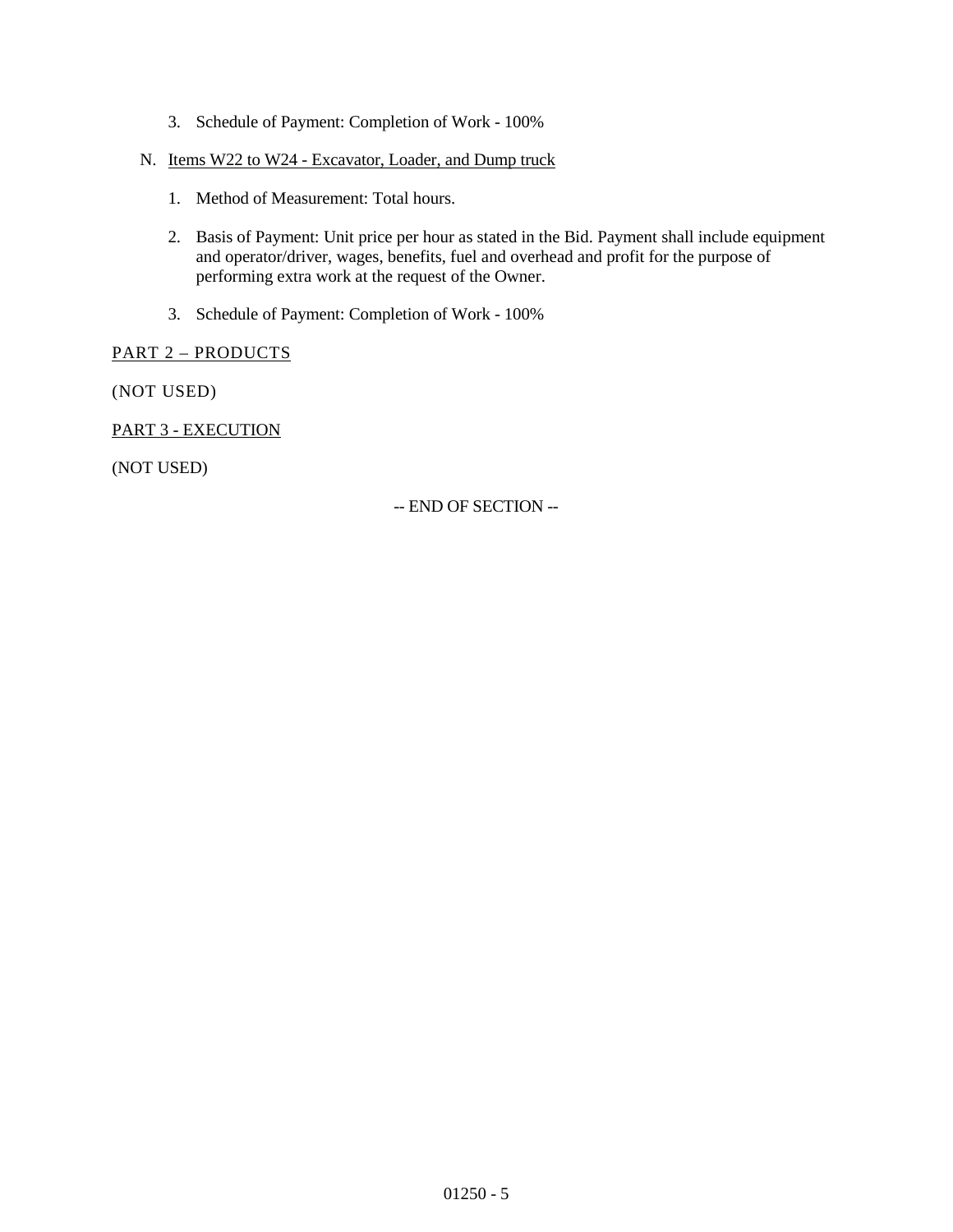3. Schedule of Payment: Completion of Work - 100%

N. Items W22 to W24 - Excavator, Loader, and Dump truck

1. Method of Measurement: Total hours.
2. Basis of Payment: Unit price per hour as stated in the Bid. Payment shall include equipment and operator/driver, wages, benefits, fuel and overhead and profit for the purpose of performing extra work at the request of the Owner.
3. Schedule of Payment: Completion of Work - 100%

## PART 2 – PRODUCTS

(NOT USED)

## PART 3 - EXECUTION

(NOT USED)

-- END OF SECTION --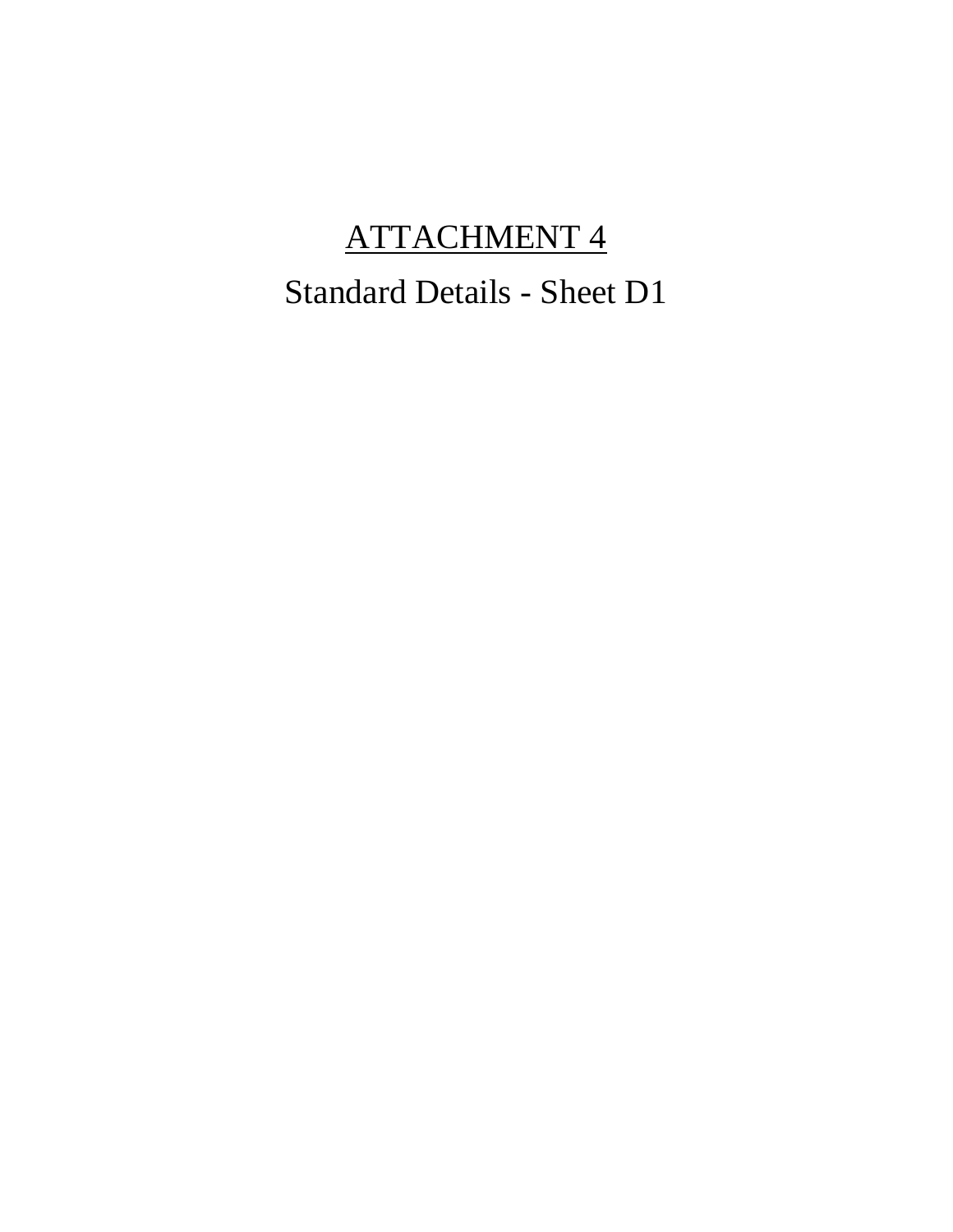# ATTACHMENT 4

## Standard Details - Sheet D1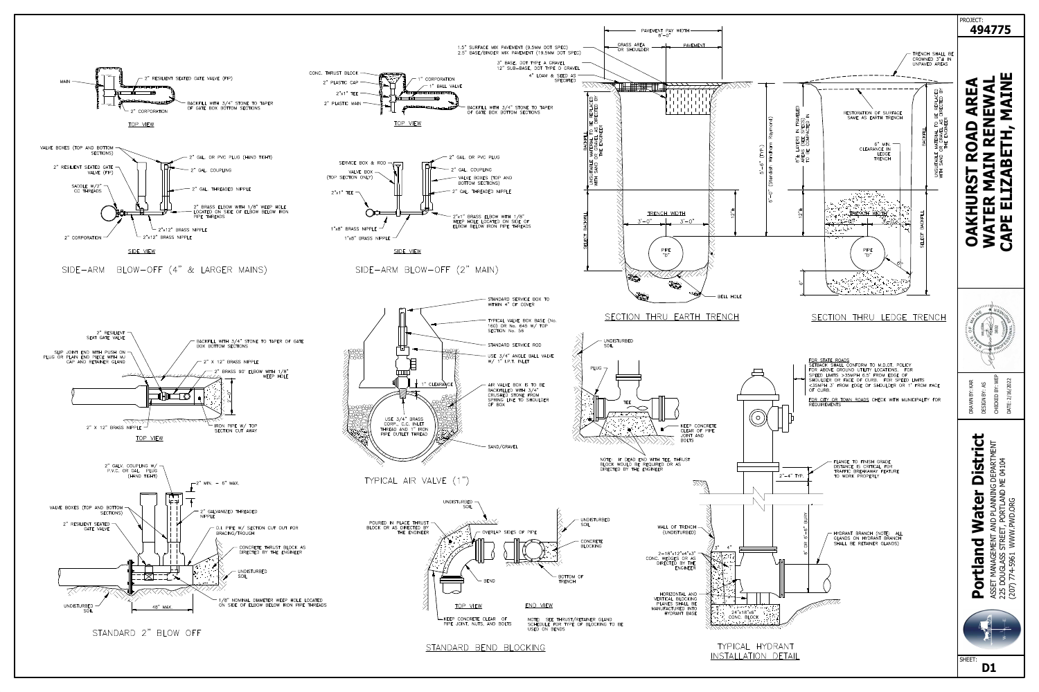# OAKHURST ROAD AREA WATER MAIN RENEWAL CAPE ELIZABETH, MAINE

PROJECT: **494775**

SHEET: **D1**

**Portland Water District**
ASSET MANAGEMENT AND PLANNING DEPARTMENT
225 DOUGLASS STREET, PORTLAND ME 04104
(207) 774-5961 WWW.PWD.ORG

DRAWN BY: KAR
DESIGN BY: AS
CHECKED BY: WEP
DATE: 2/16/2022

## SIDE-ARM BLOW-OFF (4" & LARGER MAINS)

TOP VIEW

- MAIN
- 2" RESILIENT SEATED GATE VALVE (FIP)
- BACKFILL WITH 3/4" STONE TO TAPER OF GATE BOX BOTTOM SECTIONS
- 2" CORPORATION

SIDE VIEW

- VALVE BOXES (TOP AND BOTTOM SECTIONS)
- 2" RESILIENT SEATED GATE VALVE (FIP)
- SADDLE W/2" CC THREADS
- 2" CORPORATION
- 2" GAL. OR PVC PLUG (HAND TIGHT)
- 2" GAL. COUPLING
- 2" GAL. THREADED NIPPLE
- 2" BRASS ELBOW WITH 1/8" WEEP HOLE LOCATED ON SIDE OF ELBOW BELOW IRON PIPE THREADS
- 2"x12" BRASS NIPPLE
- 2"x12" BRASS NIPPLE

## SIDE-ARM BLOW-OFF (2" MAIN)

TOP VIEW

- CONC. THRUST BLOCK
- 2" PLASTIC CAP
- 2"x1" TEE
- 2" PLASTIC MAIN
- 1" CORPORATION
- 1" BALL VALVE
- BACKFILL WITH 3/4" STONE TO TAPER OF GATE BOX BOTTOM SECTIONS

SIDE VIEW

- SERVICE BOX & ROD
- VALVE BOX (TOP SECTION ONLY)
- 2"x1" TEE
- 1"x8" BRASS NIPPLE
- 1"x8" BRASS NIPPLE
- 2" GAL OR PVC PLUG
- 2" GAL. COUPLING
- VALVE BOXES (TOP AND BOTTOM SECTIONS)
- 2" GAL. THREADED NIPPLE
- 2"x1" BRASS ELBOW WITH 1/8" WEEP HOLE LOCATED ON SIDE OF ELBOW BELOW IRON PIPE THREADS

## SECTION THRU EARTH TRENCH

- PAVEMENT PAY WIDTH 6'-0"
- GRASS AREA OR SHOULDER
- PAVEMENT
- 1.5" SURFACE MIX PAVEMENT (9.5MM DOT SPEC)
- 2.5" BASE/BINDER MIX PAVEMENT (19.5MM DOT SPEC)
- 3" BASE, DOT TYPE A GRAVEL
- 12" SUB-BASE, DOT TYPE D GRAVEL
- 4" LOAM & SEED AS SPECIFIED
- UNSUITABLE MATERIAL TO BE REPLACED WITH SAND OR GRAVEL AS DIRECTED BY THE ENGINEER
- BACKFILL
- SELECT BACKFILL
- 5'-6" (TYP.)
- 6'-0" (Standish Windham Raymond)
- 12"±
- TRENCH WIDTH
- 3'-0"  3'-0"
- PIPE "D"
- BELL HOLE

## SECTION THRU LEDGE TRENCH

- TRENCH SHALL BE CROWNED 3"± IN UNPAVED AREAS
- RESTORATION OF SURFACE SAME AS EARTH TRENCH
- 6" MIN. CLEARANCE IN LEDGE TRENCH
- 6" LAYERS IN TRAVELED AREAS (SEE SPECS) TO BE COMPACTED IN
- BACKFILL
- UNSUITABLE MATERIAL TO BE REPLACED WITH SAND OR GRAVEL AS DIRECTED BY THE ENGINEER
- SELECT BACKFILL
- 12"±
- TRENCH WIDTH
- PIPE "D"
- 6"

## STANDARD 2" BLOW OFF

TOP VIEW

- 2" RESILIENT SEAT GATE VALVE
- SLIP JOINT END WITH PUSH ON PLUG OR PLAIN END PIECE WITH MJ CAP AND RETAINER GLAND
- BACKFILL WITH 3/4" STONE TO TAPER OF GATE BOX BOTTOM SECTIONS
- 2" X 12" BRASS NIPPLE
- 2" BRASS 90° ELBOW WITH 1/8" WEEP HOLE
- 2'-0"
- IRON PIPE W/ TOP SECTION CUT AWAY
- 2" X 12" BRASS NIPPLE

SIDE VIEW

- 2" GALV. COUPLING W/ P.V.C. OR GAL. PLUG (HAND TIGHT)
- 2" MIN. - 6" MAX.
- VALVE BOXES (TOP AND BOTTOM SECTIONS)
- 2" GALVANIZED THREADED NIPPLE
- 2" RESILIENT SEATED GATE VALVE
- D.I. PIPE W/ SECTION CUT OUT FOR BRACING/TROUGH
- CONCRETE THRUST BLOCK AS DIRECTED BY THE ENGINEER
- UNDISTURBED SOIL
- UNDISTURBED SOIL
- 48" MAX.
- 1/8" NOMINAL DIAMETER WEEP HOLE LOCATED ON SIDE OF ELBOW BELOW IRON PIPE THREADS

## TYPICAL AIR VALVE (1")

- STANDARD SERVICE BOX TO WITHIN 4" OF COVER
- TYPICAL VALVE BOX BASE (No. 160) OR No. 64B W/ TOP SECTION No. 58
- STANDARD SERVICE ROD
- USE 3/4" ANGLE BALL VALVE W/ 1" I.P.T. INLET
- 1" CLEARANCE
- AIR VALVE BOX IS TO BE BACKFILLED WITH 3/4" CRUSHED STONE FROM SPRING LINE TO SHOULDER OF BOX
- USE 3/4" BRASS CORP., C.C. INLET THREAD AND 1" IRON PIPE OUTLET THREAD
- SAND/GRAVEL

## STANDARD BEND BLOCKING

- UNDISTURBED SOIL
- POURED IN PLACE THRUST BLOCK OR AS DIRECTED BY THE ENGINEER
- OVERLAP SIDES OF PIPE
- BEND
- KEEP CONCRETE CLEAR OF PIPE JOINT, NUTS, AND BOLTS
- UNDISTURBED SOIL
- CONCRETE BLOCKING
- BOTTOM OF TRENCH

TOP VIEW   END VIEW

NOTE: SEE THRUST/RETAINER GLAND SCHEDULE FOR TYPE OF BLOCKING TO BE USED ON BENDS

## TEE BLOCKING

- UNDISTURBED SOIL
- PLUG
- TEE
- KEEP CONCRETE CLEAR OF PIPE JOINT AND BOLTS

NOTE: IF DEAD END WITH TEE, THRUST BLOCK WOULD BE REQUIRED OR AS DIRECTED BY THE ENGINEER

## TYPICAL HYDRANT INSTALLATION DETAIL

FOR STATE ROADS
SETBACK SHALL CONFORM TO M.D.O.T. POLICY FOR ABOVE GROUND UTILITY LOCATIONS. FOR SPEED LIMITS >35MPH 6.5' FROM EDGE OF SHOULDER OR FACE OF CURB. FOR SPEED LIMITS <35MPH 3' FROM EDGE OF SHOULDER OR 1' FROM FACE OF CURB.

FOR CITY OR TOWN ROADS CHECK WITH MUNICIPALITY FOR REQUIREMENTS

- FLANGE TO FINISH GRADE DISTANCE IS CRITICAL FOR TRAFFIC BREAKAWAY FEATURE TO WORK PROPERLY
- 2"-4" TYP.
- 6' OR 6'-6" BURY
- HYDRANT BRANCH (NOTE: ALL GLANDS ON HYDRANT BRANCH SHALL BE RETAINER GLANDS)
- WALL OF TRENCH (UNDISTURBED)
- 3"  4"
- 2-18"x12"x4"x3" CONC. WEDGES OR AS DIRECTED BY THE ENGINEER
- HORIZONTAL AND VERTICAL BLOCKING PLANES SHALL BE MANUFACTURED INTO HYDRANT BASE
- 24"x18"x6" CONC. BLOCK